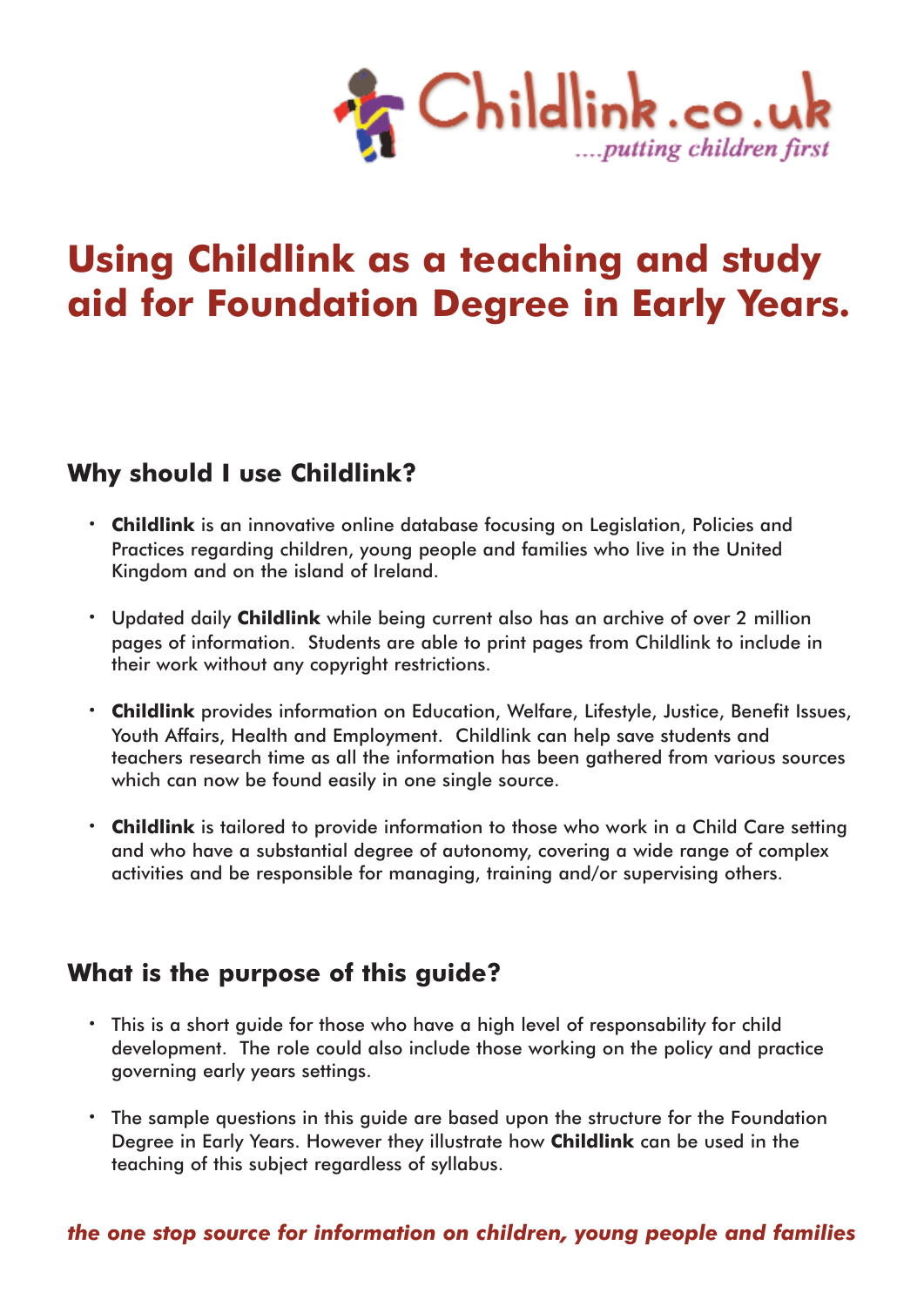Childlink.co.uk

*....putting children first*

# Using Childlink as a teaching and study aid for Foundation Degree in Early Years.

## Why should I use Childlink?

- **Childlink** is an innovative online database focusing on Legislation, Policies and Practices regarding children, young people and families who live in the United Kingdom and on the island of Ireland.
- Updated daily **Childlink** while being current also has an archive of over 2 million pages of information. Students are able to print pages from Childlink to include in their work without any copyright restrictions.
- **Childlink** provides information on Education, Welfare, Lifestyle, Justice, Benefit Issues, Youth Affairs, Health and Employment. Childlink can help save students and teachers research time as all the information has been gathered from various sources which can now be found easily in one single source.
- **Childlink** is tailored to provide information to those who work in a Child Care setting and who have a substantial degree of autonomy, covering a wide range of complex activities and be responsible for managing, training and/or supervising others.

## What is the purpose of this guide?

- This is a short guide for those who have a high level of responsability for child development. The role could also include those working on the policy and practice governing early years settings.
- The sample questions in this guide are based upon the structure for the Foundation Degree in Early Years. However they illustrate how **Childlink** can be used in the teaching of this subject regardless of syllabus.

***the one stop source for information on children, young people and families***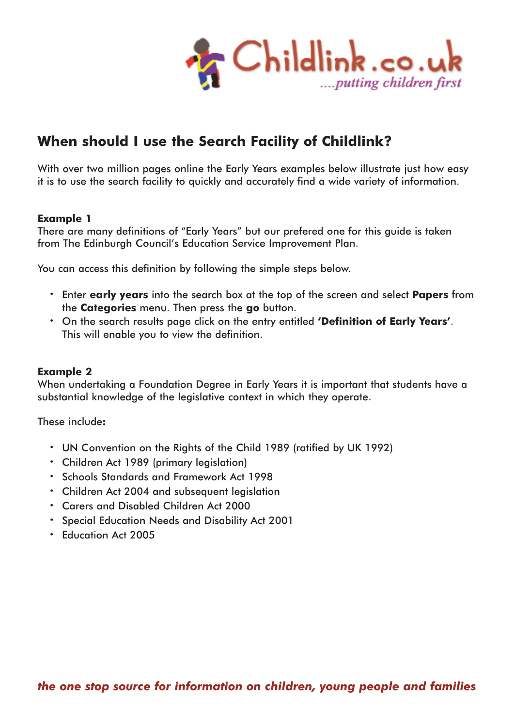## When should I use the Search Facility of Childlink?

With over two million pages online the Early Years examples below illustrate just how easy it is to use the search facility to quickly and accurately find a wide variety of information.

**Example 1**
There are many definitions of “Early Years” but our prefered one for this guide is taken from The Edinburgh Council’s Education Service Improvement Plan.

You can access this definition by following the simple steps below.

- Enter **early years** into the search box at the top of the screen and select **Papers** from the **Categories** menu. Then press the **go** button.
- On the search results page click on the entry entitled **‘Definition of Early Years’**. This will enable you to view the definition.

**Example 2**
When undertaking a Foundation Degree in Early Years it is important that students have a substantial knowledge of the legislative context in which they operate.

These include**:**

- UN Convention on the Rights of the Child 1989 (ratified by UK 1992)
- Children Act 1989 (primary legislation)
- Schools Standards and Framework Act 1998
- Children Act 2004 and subsequent legislation
- Carers and Disabled Children Act 2000
- Special Education Needs and Disability Act 2001
- Education Act 2005

***the one stop source for information on children, young people and families***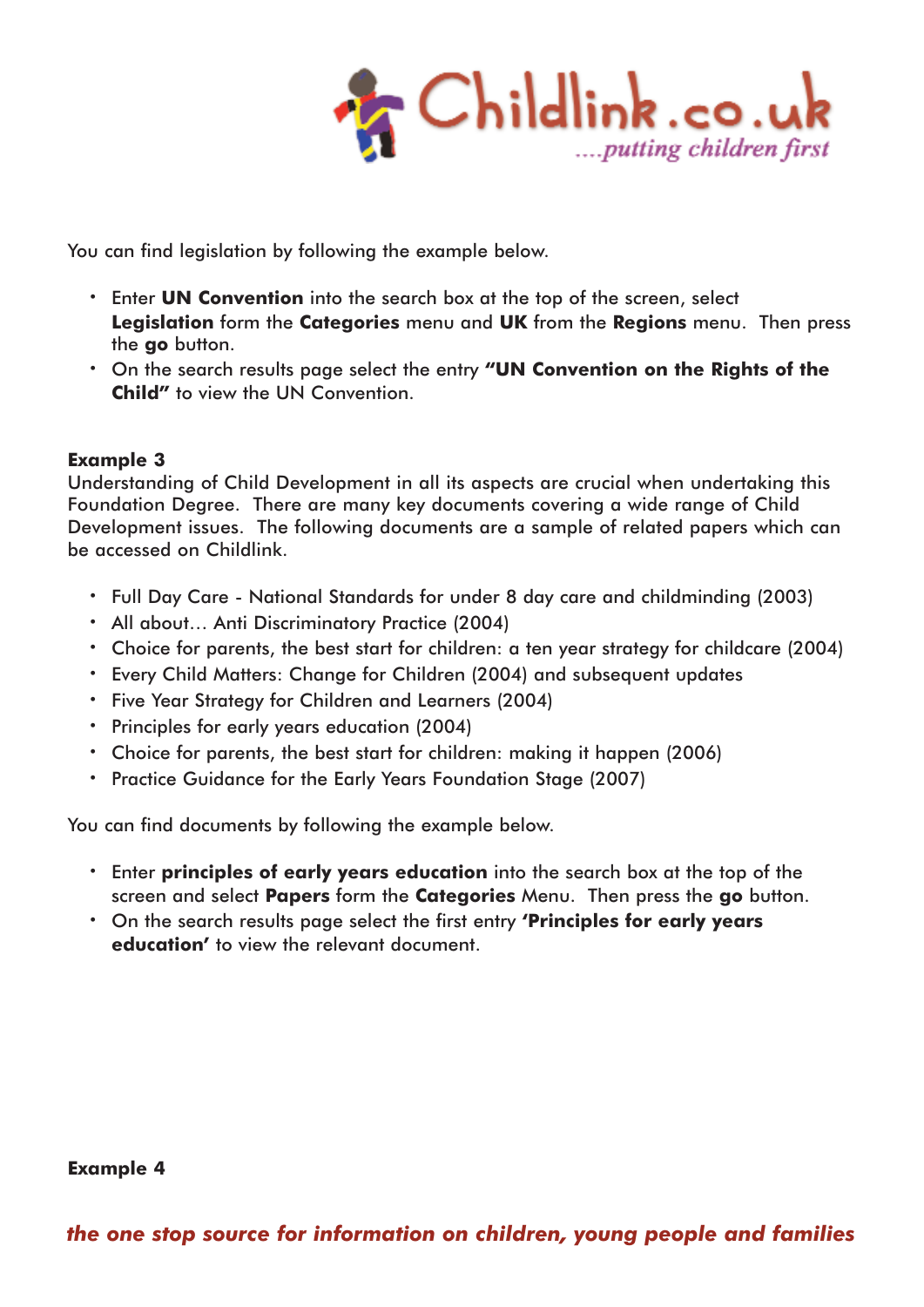You can find legislation by following the example below.

- Enter **UN Convention** into the search box at the top of the screen, select **Legislation** form the **Categories** menu and **UK** from the **Regions** menu. Then press the **go** button.
- On the search results page select the entry **"UN Convention on the Rights of the Child"** to view the UN Convention.

**Example 3**

Understanding of Child Development in all its aspects are crucial when undertaking this Foundation Degree. There are many key documents covering a wide range of Child Development issues. The following documents are a sample of related papers which can be accessed on Childlink.

- Full Day Care - National Standards for under 8 day care and childminding (2003)
- All about… Anti Discriminatory Practice (2004)
- Choice for parents, the best start for children: a ten year strategy for childcare (2004)
- Every Child Matters: Change for Children (2004) and subsequent updates
- Five Year Strategy for Children and Learners (2004)
- Principles for early years education (2004)
- Choice for parents, the best start for children: making it happen (2006)
- Practice Guidance for the Early Years Foundation Stage (2007)

You can find documents by following the example below.

- Enter **principles of early years education** into the search box at the top of the screen and select **Papers** form the **Categories** Menu. Then press the **go** button.
- On the search results page select the first entry **'Principles for early years education'** to view the relevant document.

**Example 4**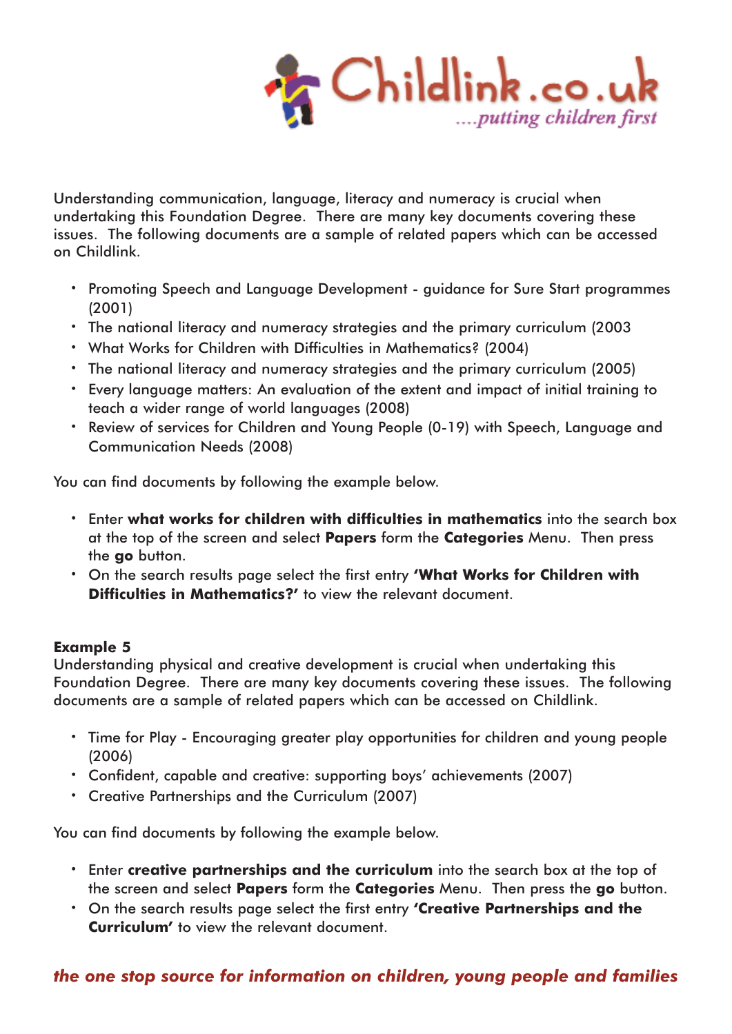Understanding communication, language, literacy and numeracy is crucial when undertaking this Foundation Degree. There are many key documents covering these issues. The following documents are a sample of related papers which can be accessed on Childlink.

- Promoting Speech and Language Development - guidance for Sure Start programmes (2001)
- The national literacy and numeracy strategies and the primary curriculum (2003
- What Works for Children with Difficulties in Mathematics? (2004)
- The national literacy and numeracy strategies and the primary curriculum (2005)
- Every language matters: An evaluation of the extent and impact of initial training to teach a wider range of world languages (2008)
- Review of services for Children and Young People (0-19) with Speech, Language and Communication Needs (2008)

You can find documents by following the example below.

- Enter **what works for children with difficulties in mathematics** into the search box at the top of the screen and select **Papers** form the **Categories** Menu. Then press the **go** button.
- On the search results page select the first entry **'What Works for Children with Difficulties in Mathematics?'** to view the relevant document.

**Example 5**

Understanding physical and creative development is crucial when undertaking this Foundation Degree. There are many key documents covering these issues. The following documents are a sample of related papers which can be accessed on Childlink.

- Time for Play - Encouraging greater play opportunities for children and young people (2006)
- Confident, capable and creative: supporting boys' achievements (2007)
- Creative Partnerships and the Curriculum (2007)

You can find documents by following the example below.

- Enter **creative partnerships and the curriculum** into the search box at the top of the screen and select **Papers** form the **Categories** Menu. Then press the **go** button.
- On the search results page select the first entry **'Creative Partnerships and the Curriculum'** to view the relevant document.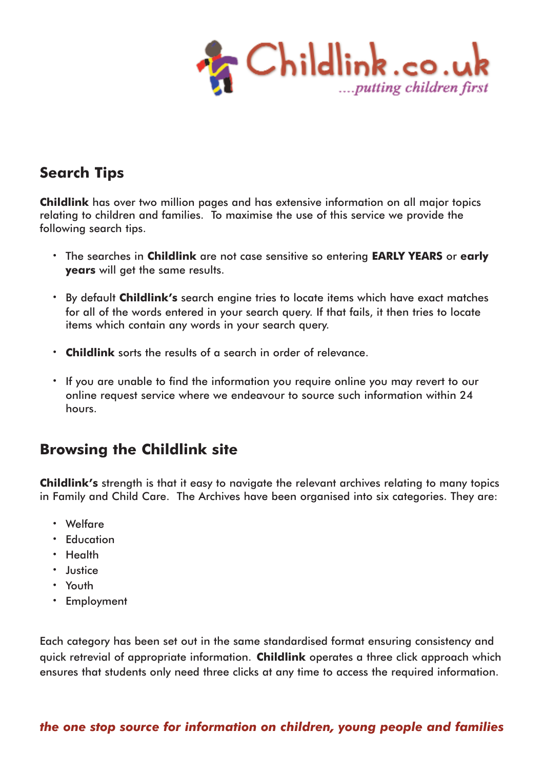Childlink.co.uk

*....putting children first*

## Search Tips

**Childlink** has over two million pages and has extensive information on all major topics relating to children and families. To maximise the use of this service we provide the following search tips.

- The searches in **Childlink** are not case sensitive so entering **EARLY YEARS** or **early years** will get the same results.
- By default **Childlink's** search engine tries to locate items which have exact matches for all of the words entered in your search query. If that fails, it then tries to locate items which contain any words in your search query.
- **Childlink** sorts the results of a search in order of relevance.
- If you are unable to find the information you require online you may revert to our online request service where we endeavour to source such information within 24 hours.

## Browsing the Childlink site

**Childlink's** strength is that it easy to navigate the relevant archives relating to many topics in Family and Child Care. The Archives have been organised into six categories. They are:

- Welfare
- Education
- Health
- Justice
- Youth
- Employment

Each category has been set out in the same standardised format ensuring consistency and quick retrevial of appropriate information. **Childlink** operates a three click approach which ensures that students only need three clicks at any time to access the required information.

***the one stop source for information on children, young people and families***